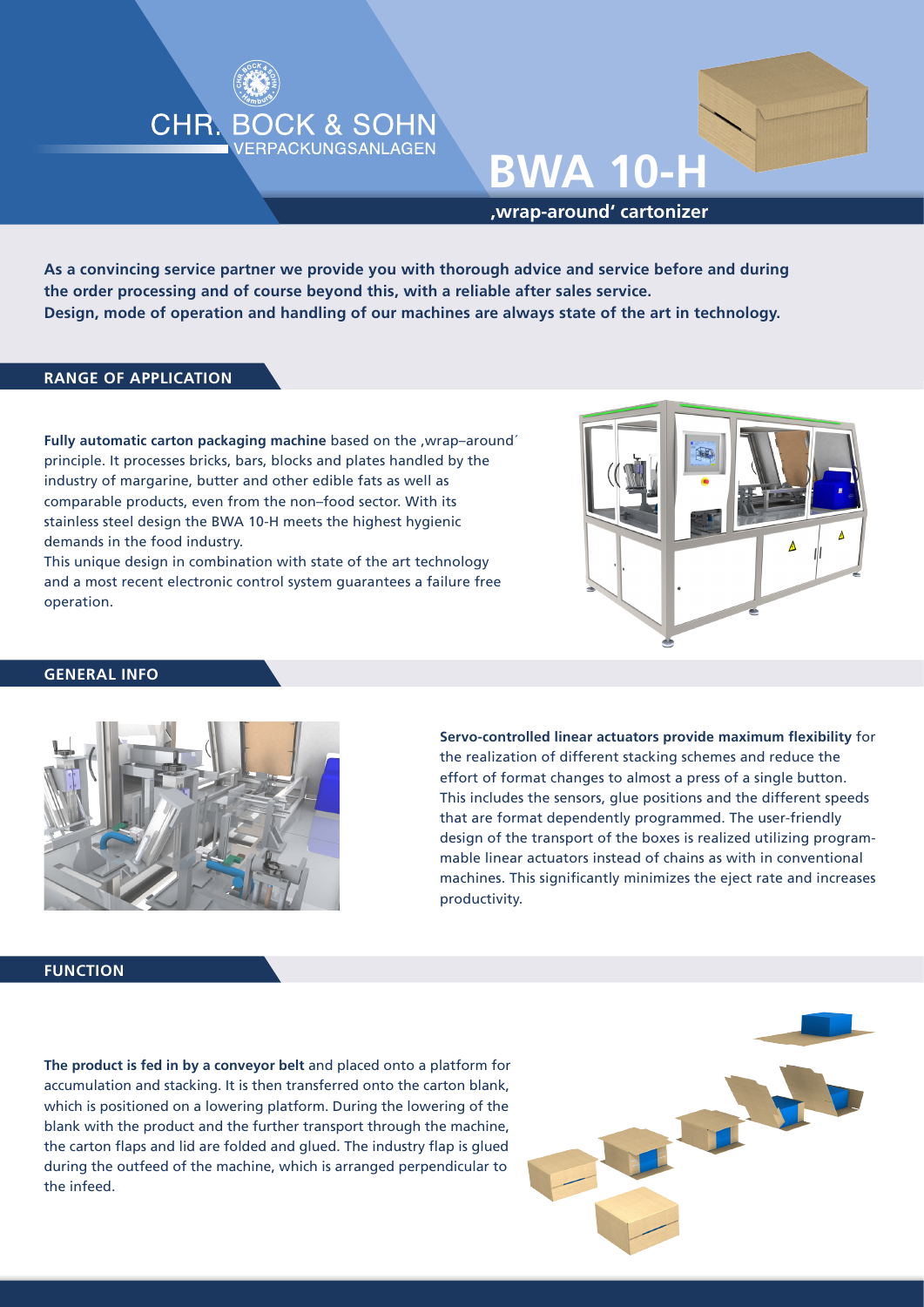CHR. BOCK & SOHN
VERPACKUNGSANLAGEN

# BWA 10-H

‚wrap-around' cartonizer

**As a convincing service partner we provide you with thorough advice and service before and during the order processing and of course beyond this, with a reliable after sales service. Design, mode of operation and handling of our machines are always state of the art in technology.**

## RANGE OF APPLICATION

**Fully automatic carton packaging machine** based on the ‚wrap–around´ principle. It processes bricks, bars, blocks and plates handled by the industry of margarine, butter and other edible fats as well as comparable products, even from the non–food sector. With its stainless steel design the BWA 10-H meets the highest hygienic demands in the food industry.
This unique design in combination with state of the art technology and a most recent electronic control system guarantees a failure free operation.

## GENERAL INFO

**Servo-controlled linear actuators provide maximum flexibility** for the realization of different stacking schemes and reduce the effort of format changes to almost a press of a single button. This includes the sensors, glue positions and the different speeds that are format dependently programmed. The user-friendly design of the transport of the boxes is realized utilizing programmable linear actuators instead of chains as with in conventional machines. This significantly minimizes the eject rate and increases productivity.

## FUNCTION

**The product is fed in by a conveyor belt** and placed onto a platform for accumulation and stacking. It is then transferred onto the carton blank, which is positioned on a lowering platform. During the lowering of the blank with the product and the further transport through the machine, the carton flaps and lid are folded and glued. The industry flap is glued during the outfeed of the machine, which is arranged perpendicular to the infeed.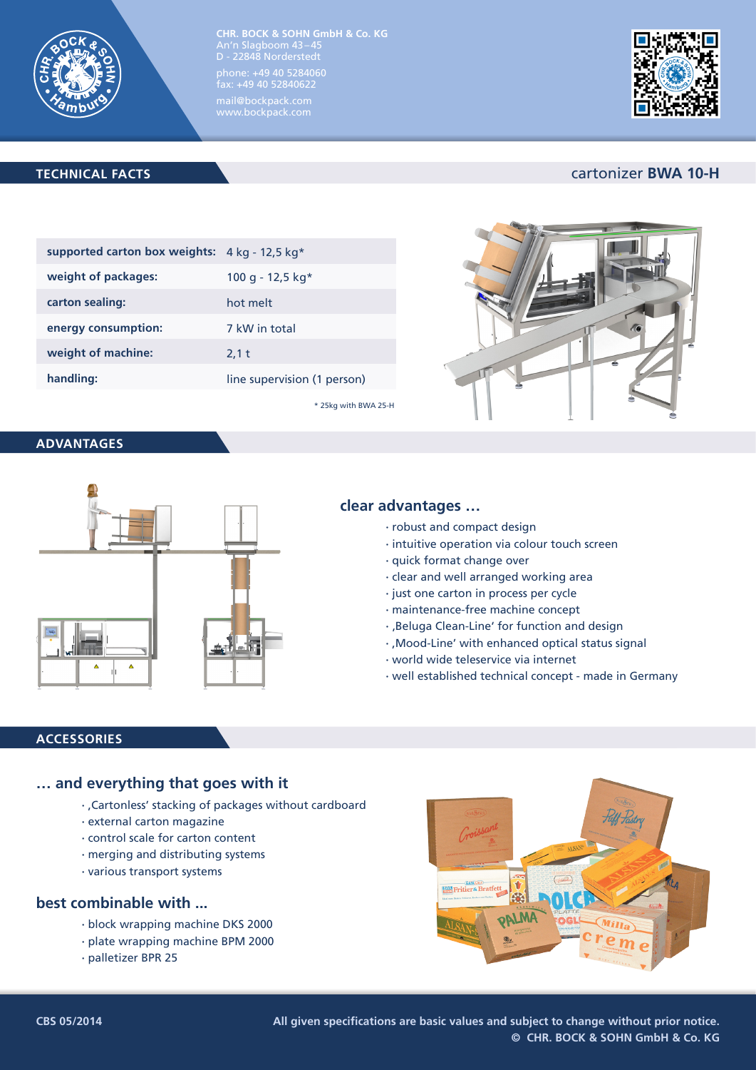CHR. BOCK & SOHN GmbH & Co. KG
An'n Slagboom 43 – 45
D - 22848 Norderstedt

phone: +49 40 5284060
fax: +49 40 52840622

mail@bockpack.com
www.bockpack.com

## TECHNICAL FACTS

cartonizer **BWA 10-H**

| | |
|---|---|
| **supported carton box weights:** | 4 kg - 12,5 kg* |
| **weight of packages:** | 100 g - 12,5 kg* |
| **carton sealing:** | hot melt |
| **energy consumption:** | 7 kW in total |
| **weight of machine:** | 2,1 t |
| **handling:** | line supervision (1 person) |

* 25kg with BWA 25-H

## ADVANTAGES

### clear advantages …

- robust and compact design
- intuitive operation via colour touch screen
- quick format change over
- clear and well arranged working area
- just one carton in process per cycle
- maintenance-free machine concept
- ‚Beluga Clean-Line' for function and design
- ‚Mood-Line' with enhanced optical status signal
- world wide teleservice via internet
- well established technical concept - made in Germany

## ACCESSORIES

### … and everything that goes with it

- ‚Cartonless' stacking of packages without cardboard
- external carton magazine
- control scale for carton content
- merging and distributing systems
- various transport systems

### best combinable with …

- block wrapping machine DKS 2000
- plate wrapping machine BPM 2000
- palletizer BPR 25

CBS 05/2014

All given specifications are basic values and subject to change without prior notice.
© CHR. BOCK & SOHN GmbH & Co. KG